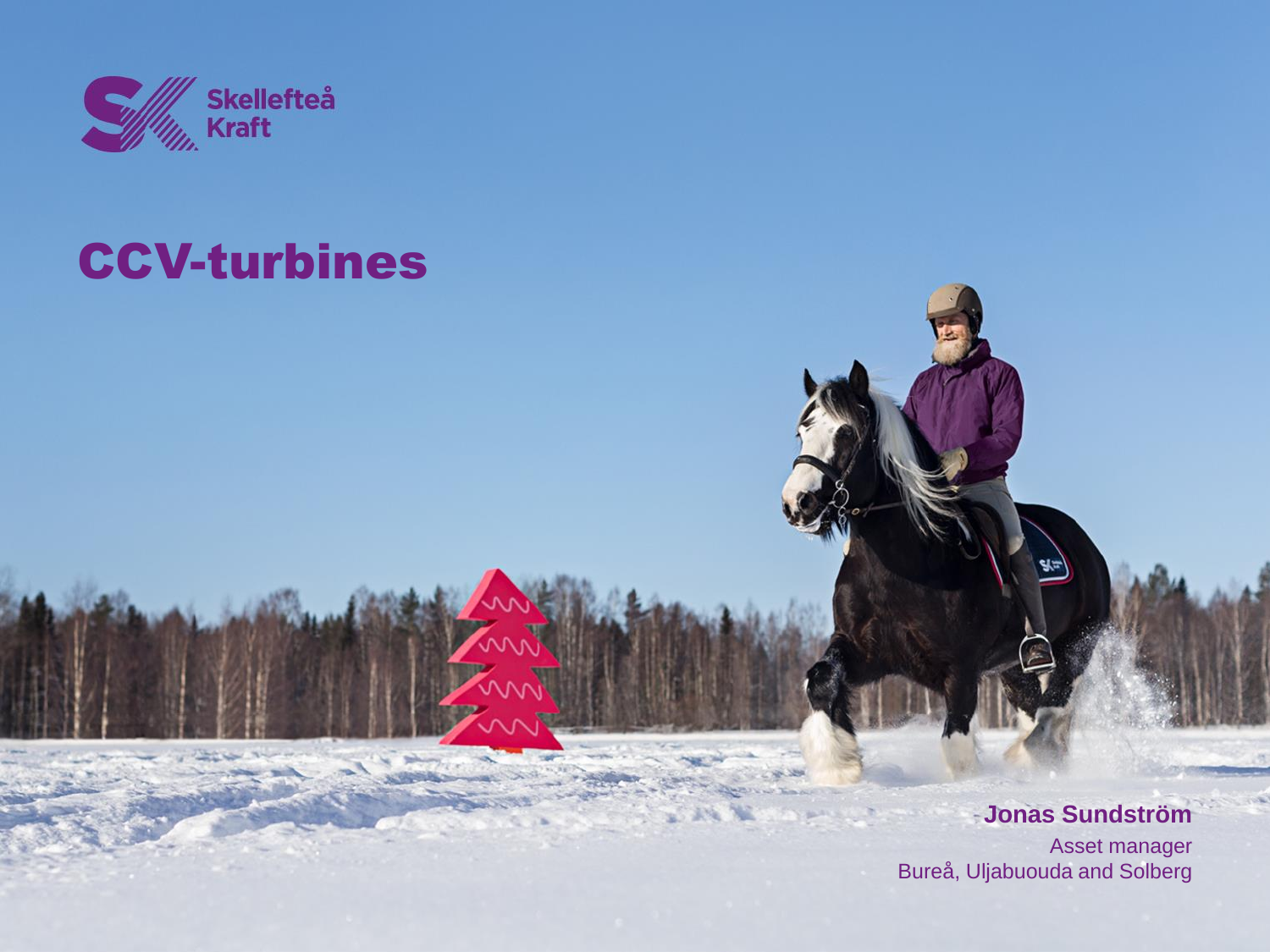Skellefteå Kraft

# CCV-turbines

**Jonas Sundström**

Asset manager

Bureå, Uljabuouda and Solberg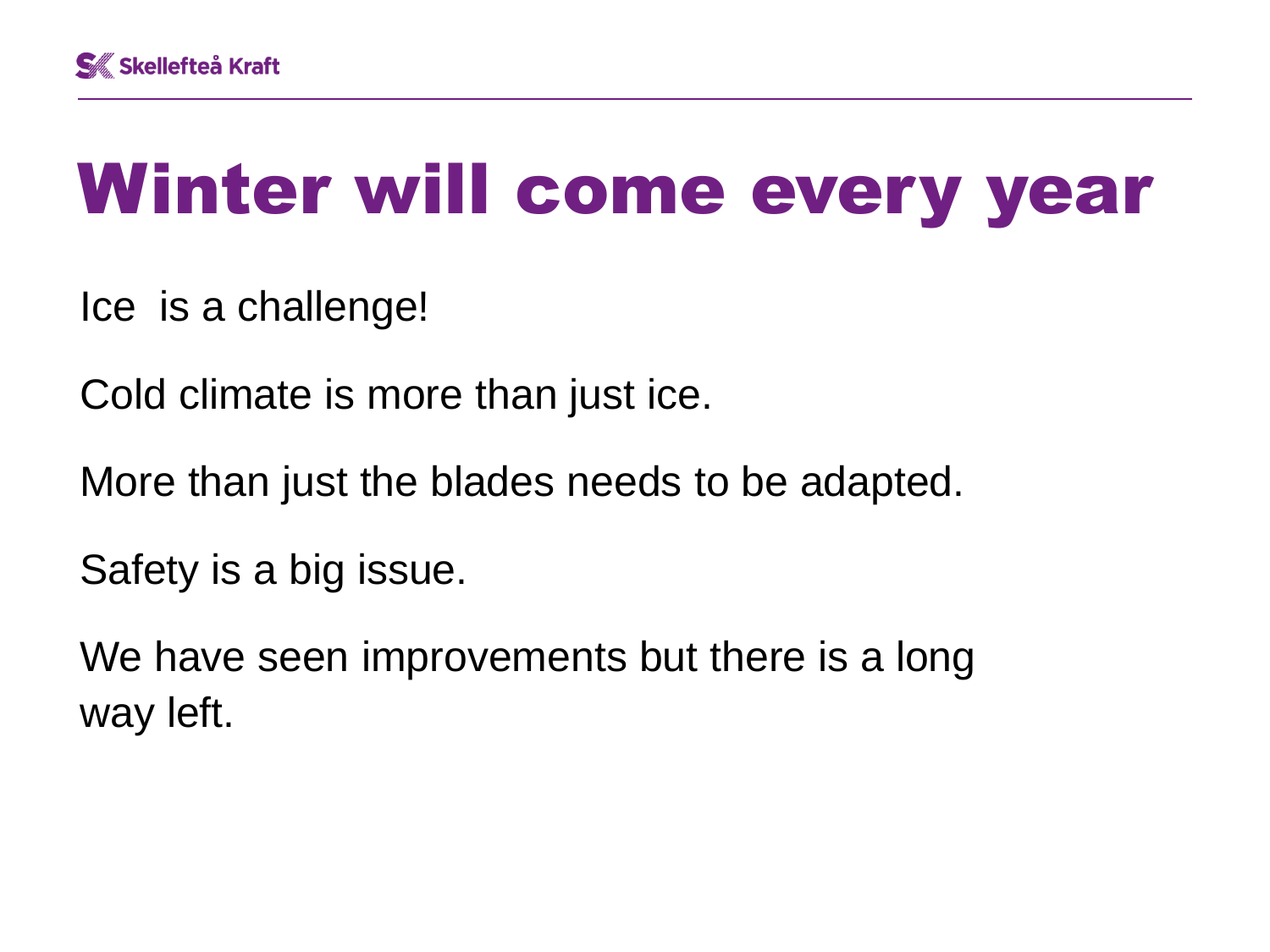# Winter will come every year

Ice  is a challenge!

Cold climate is more than just ice.

More than just the blades needs to be adapted.

Safety is a big issue.

We have seen improvements but there is a long way left.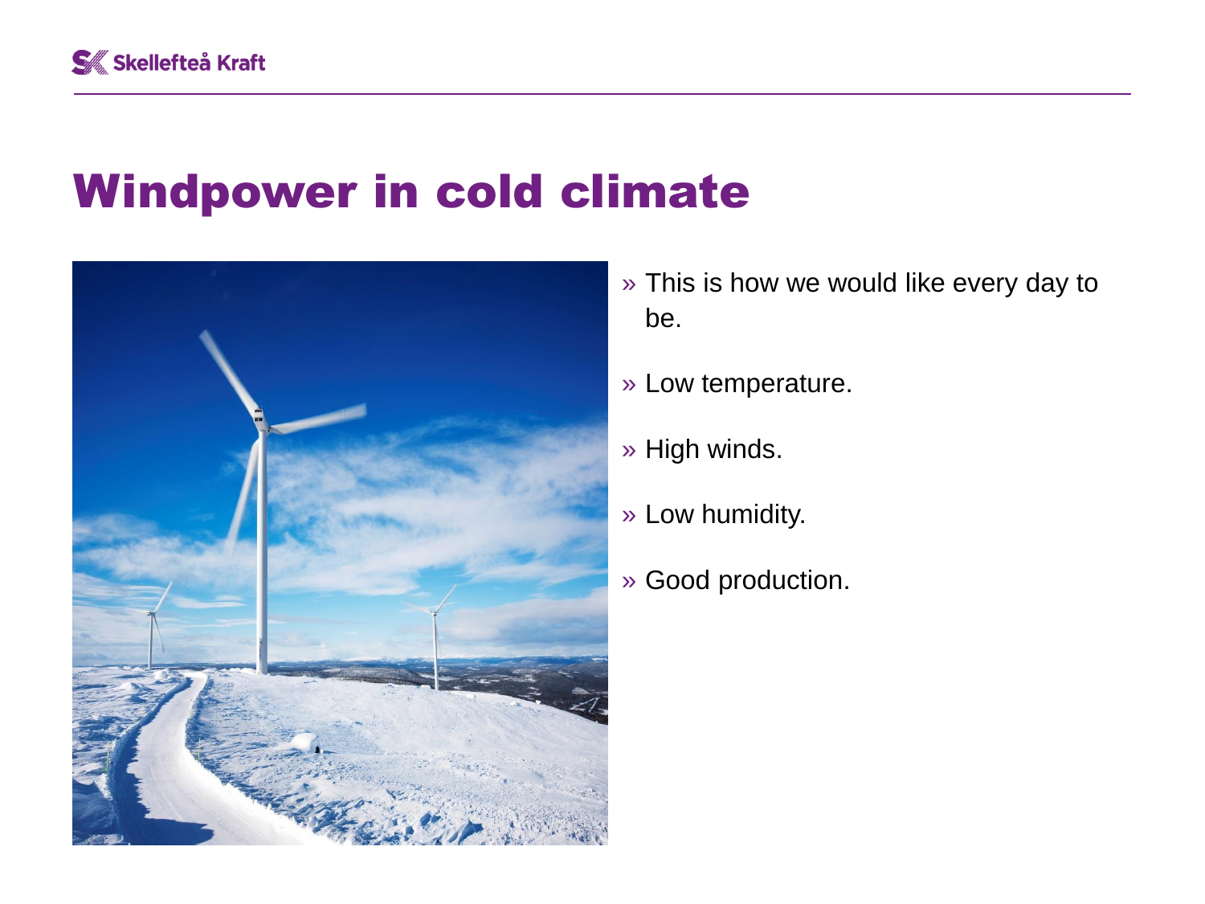# Windpower in cold climate

- This is how we would like every day to be.
- Low temperature.
- High winds.
- Low humidity.
- Good production.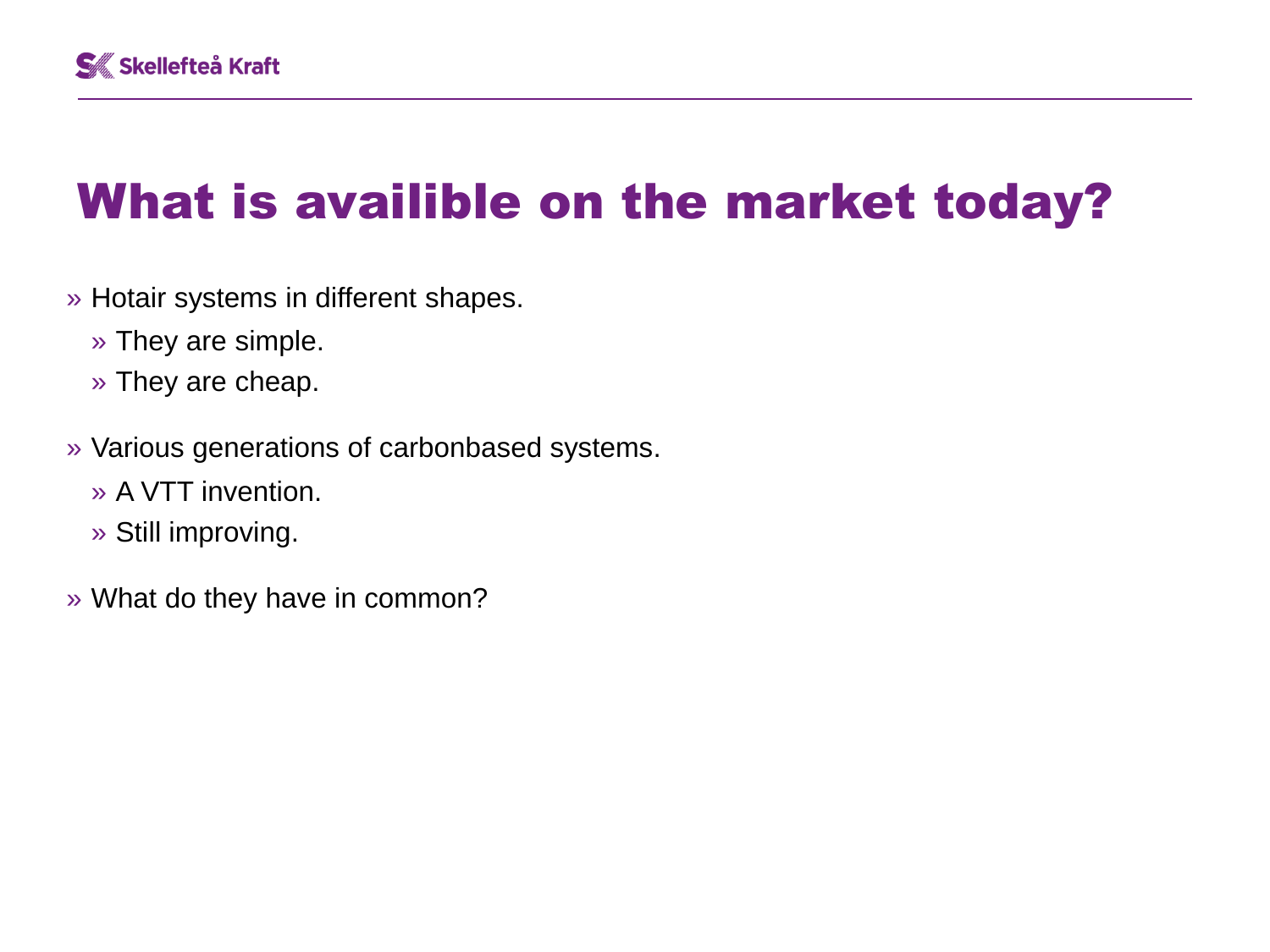# What is availible on the market today?

- Hotair systems in different shapes.
  - They are simple.
  - They are cheap.
- Various generations of carbonbased systems.
  - A VTT invention.
  - Still improving.
- What do they have in common?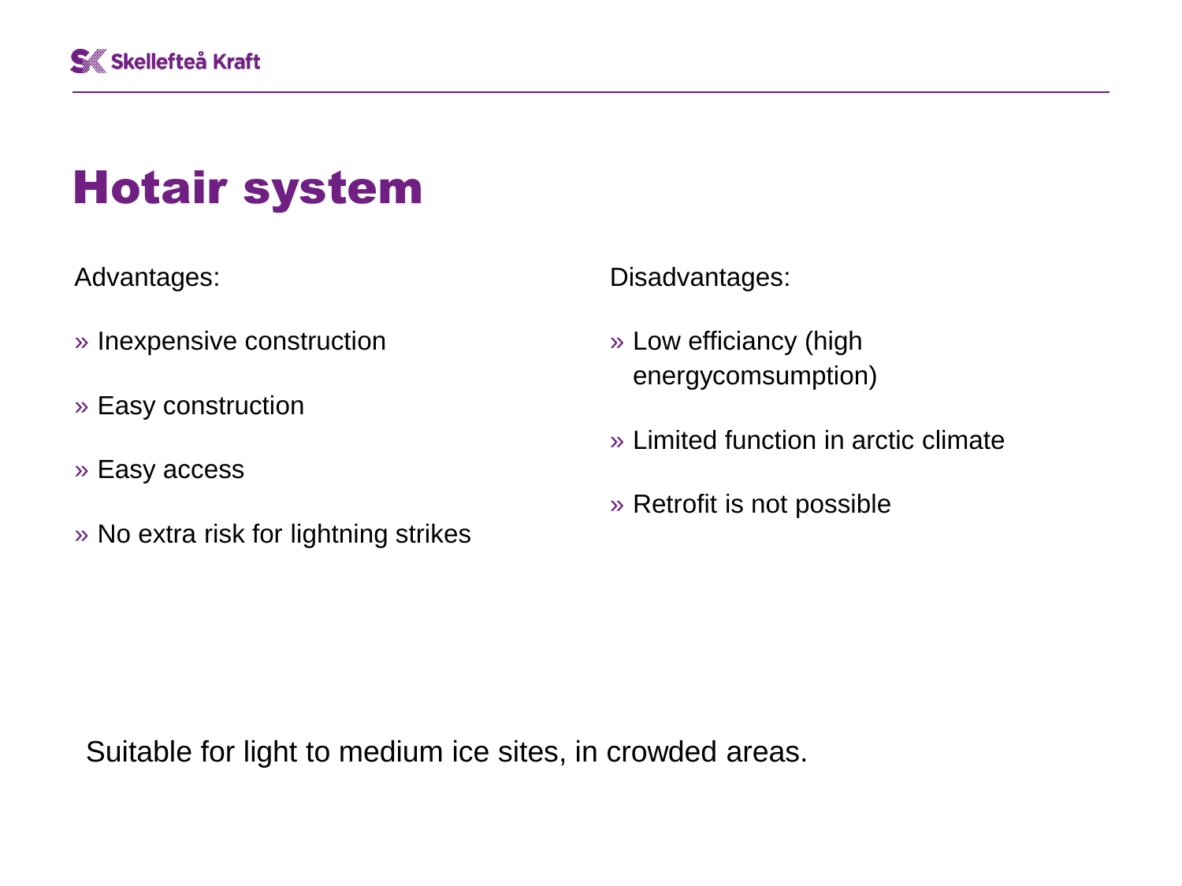# Hotair system

Advantages:

- Inexpensive construction
- Easy construction
- Easy access
- No extra risk for lightning strikes

Disadvantages:

- Low efficiancy (high energycomsumption)
- Limited function in arctic climate
- Retrofit is not possible

Suitable for light to medium ice sites, in crowded areas.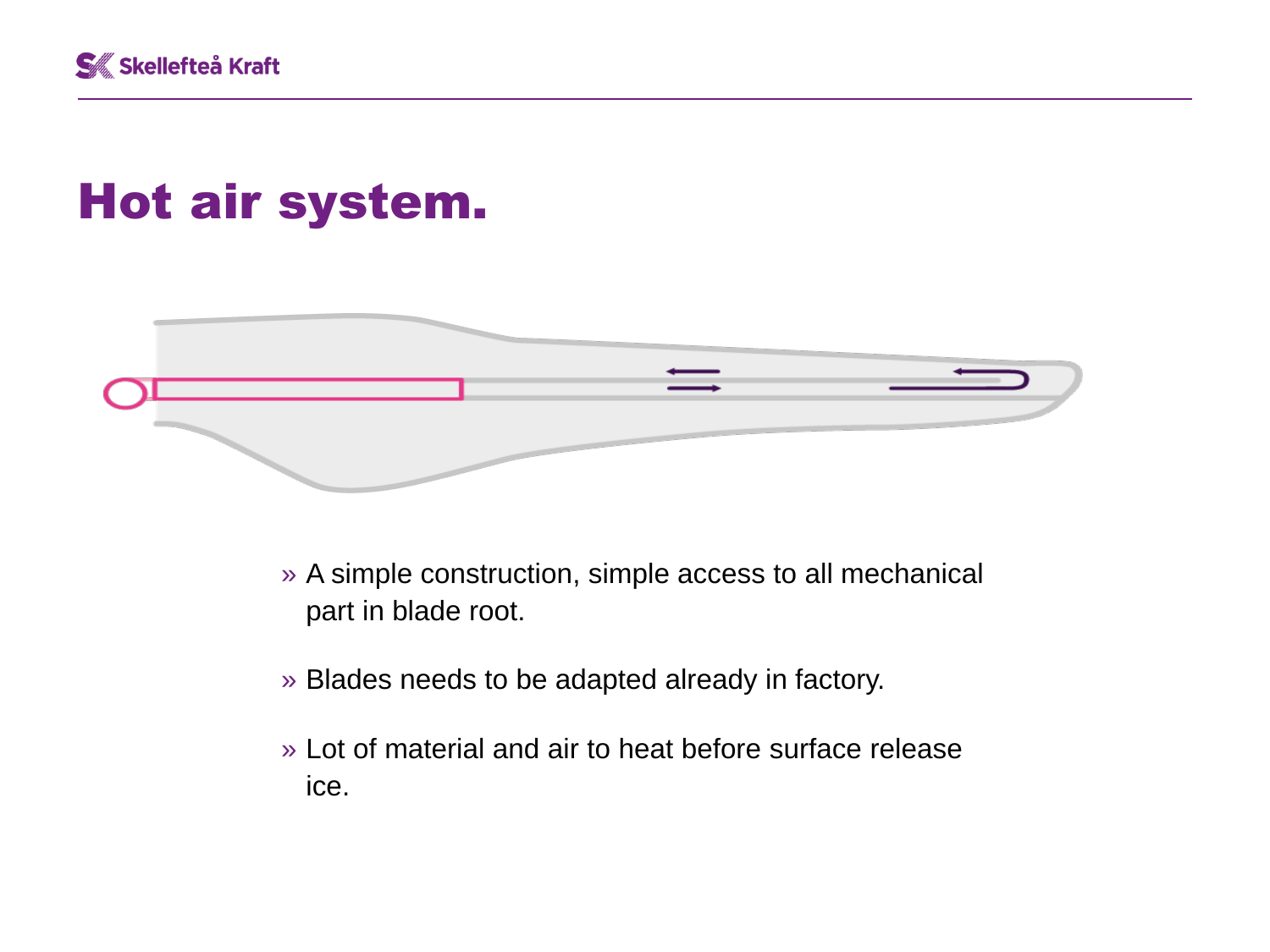# Hot air system.

- A simple construction, simple access to all mechanical part in blade root.
- Blades needs to be adapted already in factory.
- Lot of material and air to heat before surface release ice.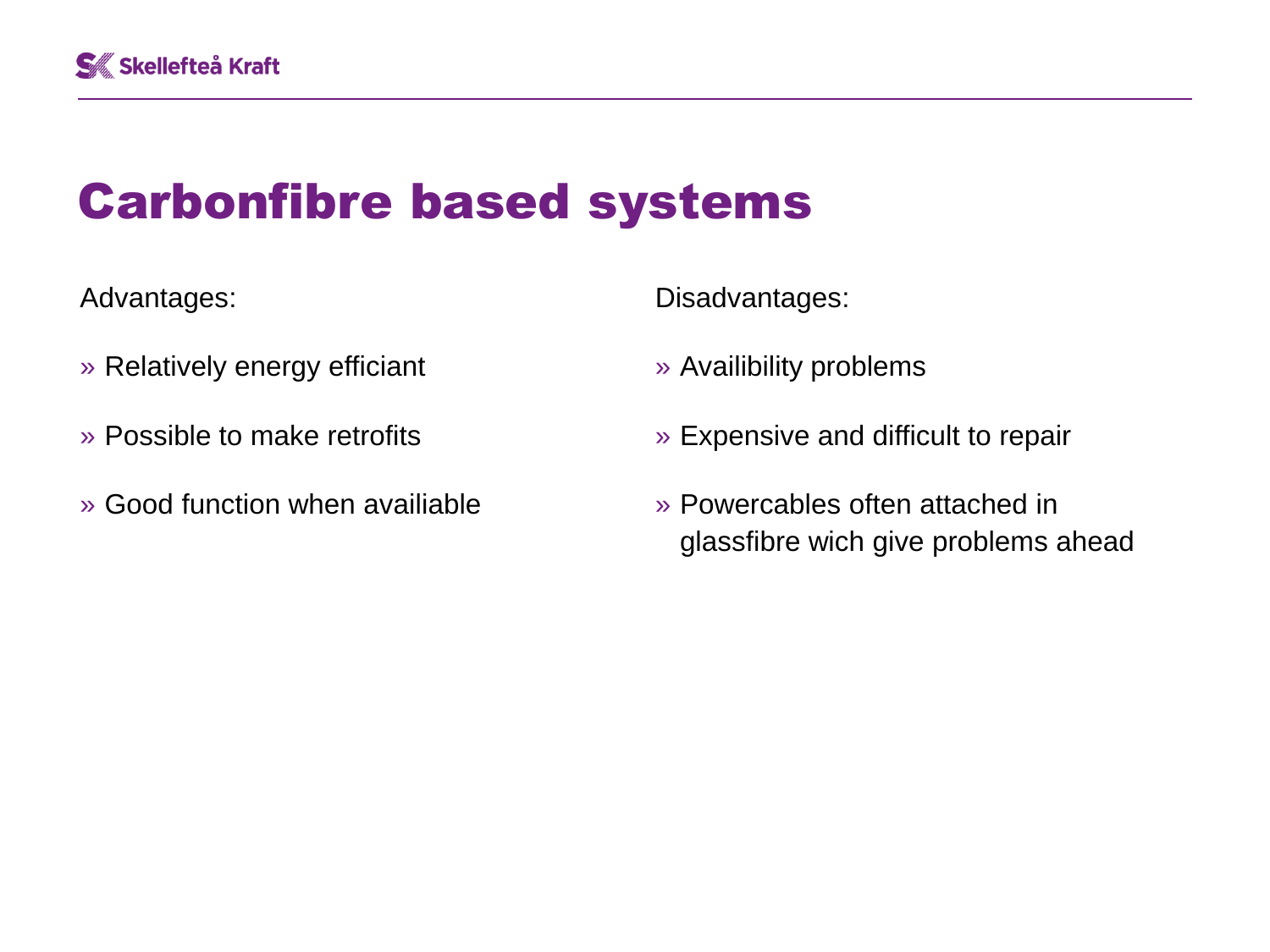# Carbonfibre based systems

Advantages:

» Relatively energy efficiant

» Possible to make retrofits

» Good function when availiable

Disadvantages:

» Availibility problems

» Expensive and difficult to repair

» Powercables often attached in glassfibre wich give problems ahead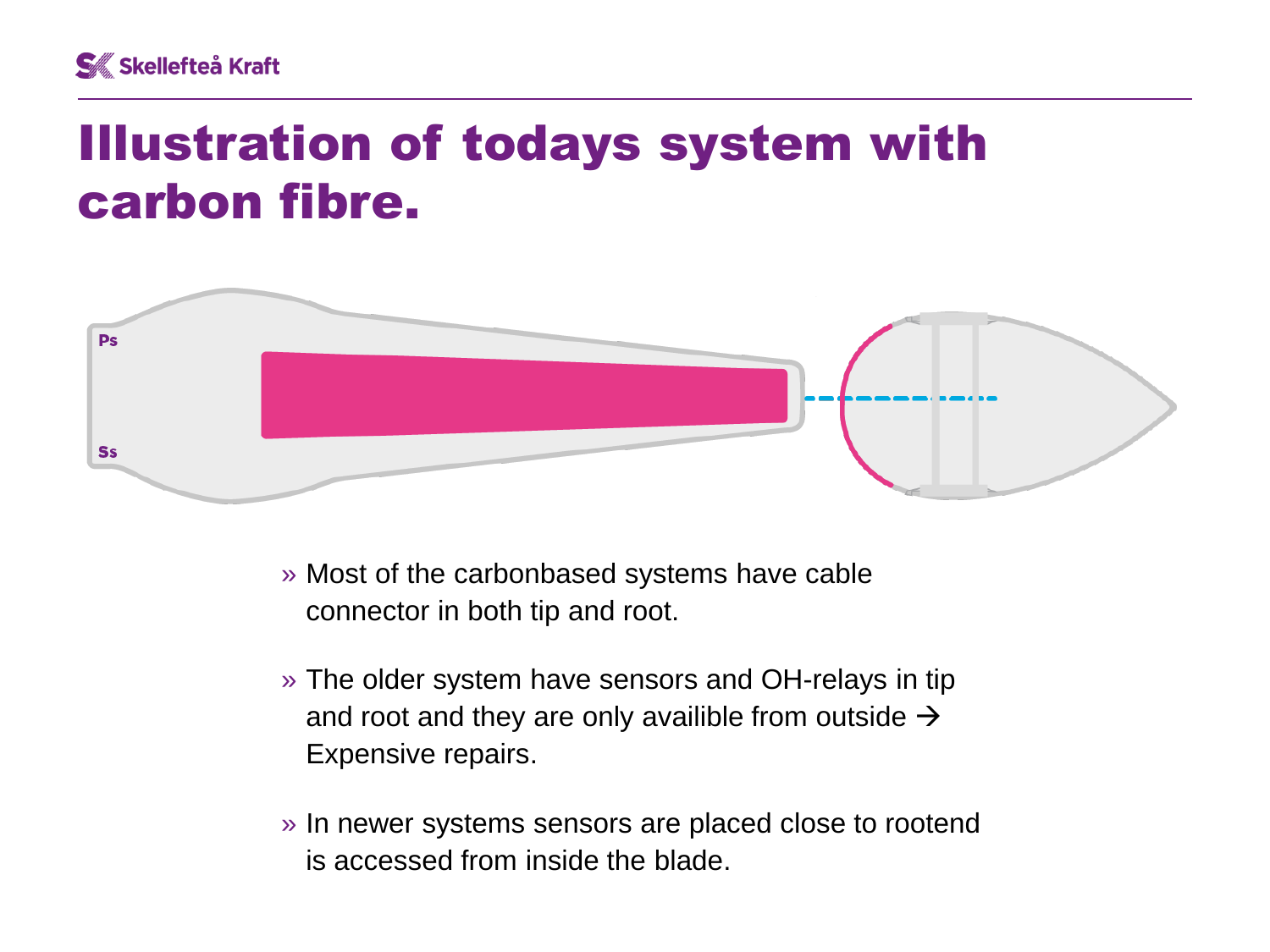# Illustration of todays system with carbon fibre.

Ps

Ss

- Most of the carbonbased systems have cable connector in both tip and root.
- The older system have sensors and OH-relays in tip and root and they are only availible from outside → Expensive repairs.
- In newer systems sensors are placed close to rootend is accessed from inside the blade.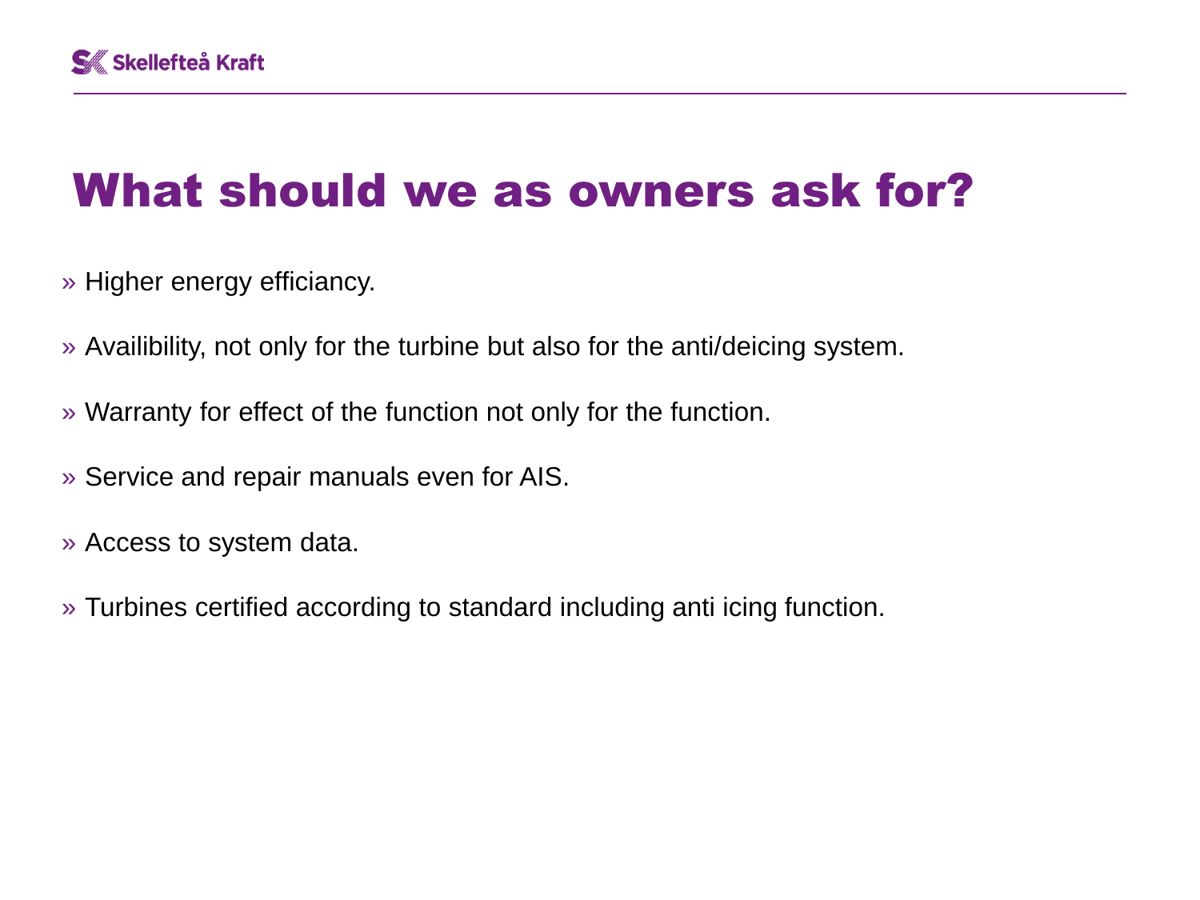# What should we as owners ask for?

» Higher energy efficiancy.

» Availibility, not only for the turbine but also for the anti/deicing system.

» Warranty for effect of the function not only for the function.

» Service and repair manuals even for AIS.

» Access to system data.

» Turbines certified according to standard including anti icing function.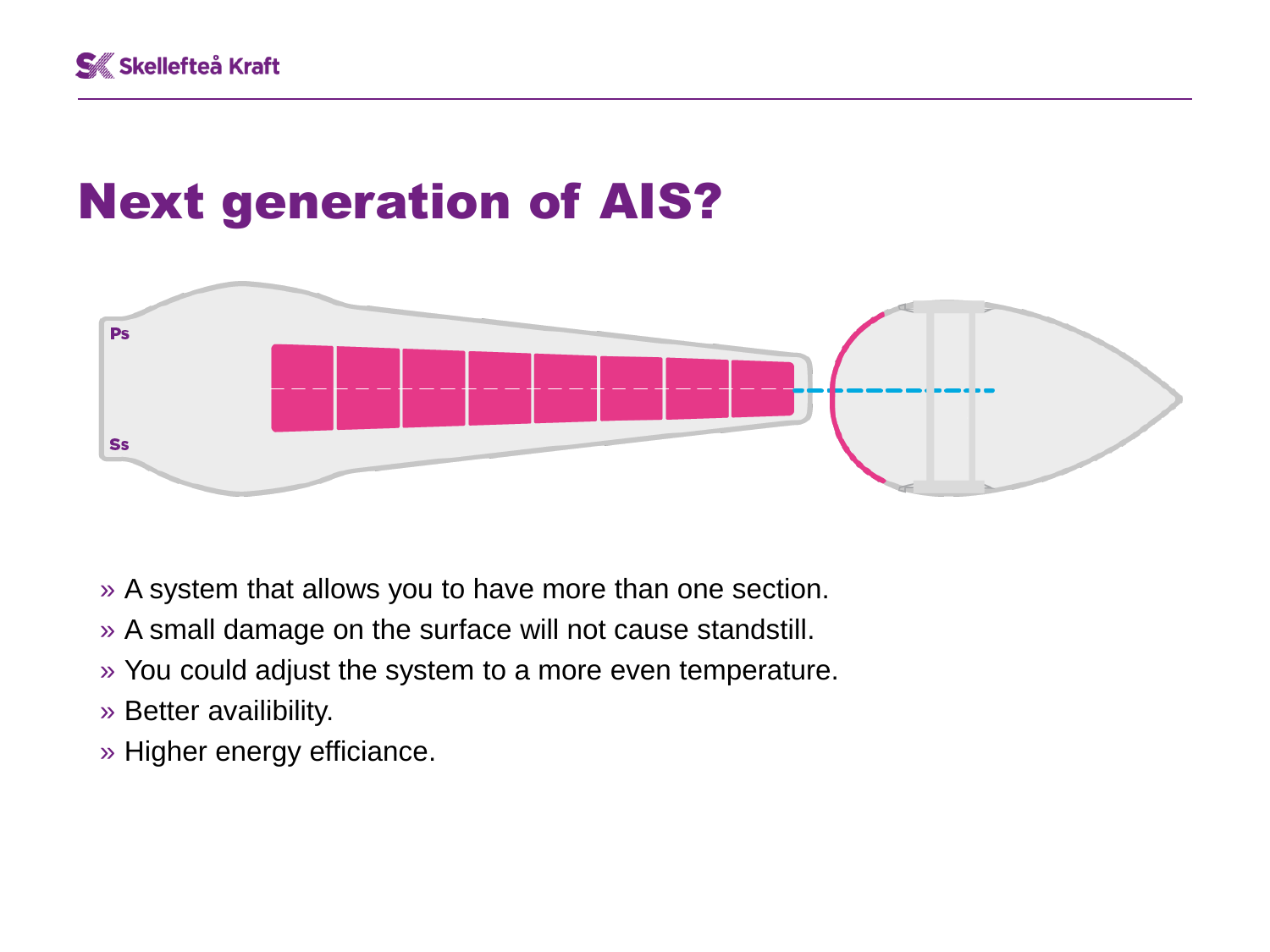# Next generation of AIS?

Ps

Ss

- A system that allows you to have more than one section.
- A small damage on the surface will not cause standstill.
- You could adjust the system to a more even temperature.
- Better availibility.
- Higher energy efficiance.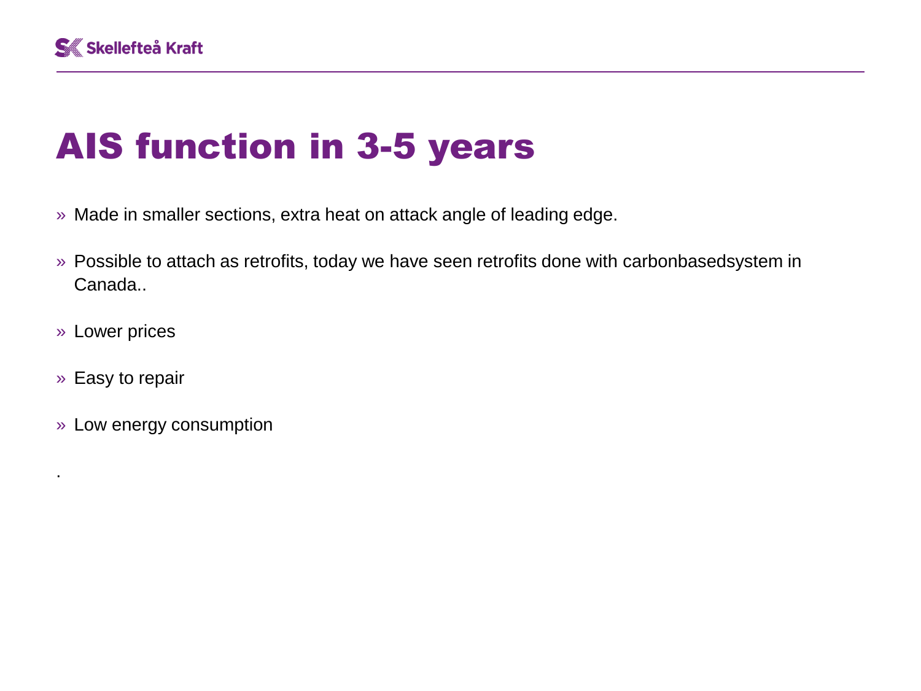# AIS function in 3-5 years

- Made in smaller sections, extra heat on attack angle of leading edge.
- Possible to attach as retrofits, today we have seen retrofits done with carbonbasedsystem in Canada..
- Lower prices
- Easy to repair
- Low energy consumption

.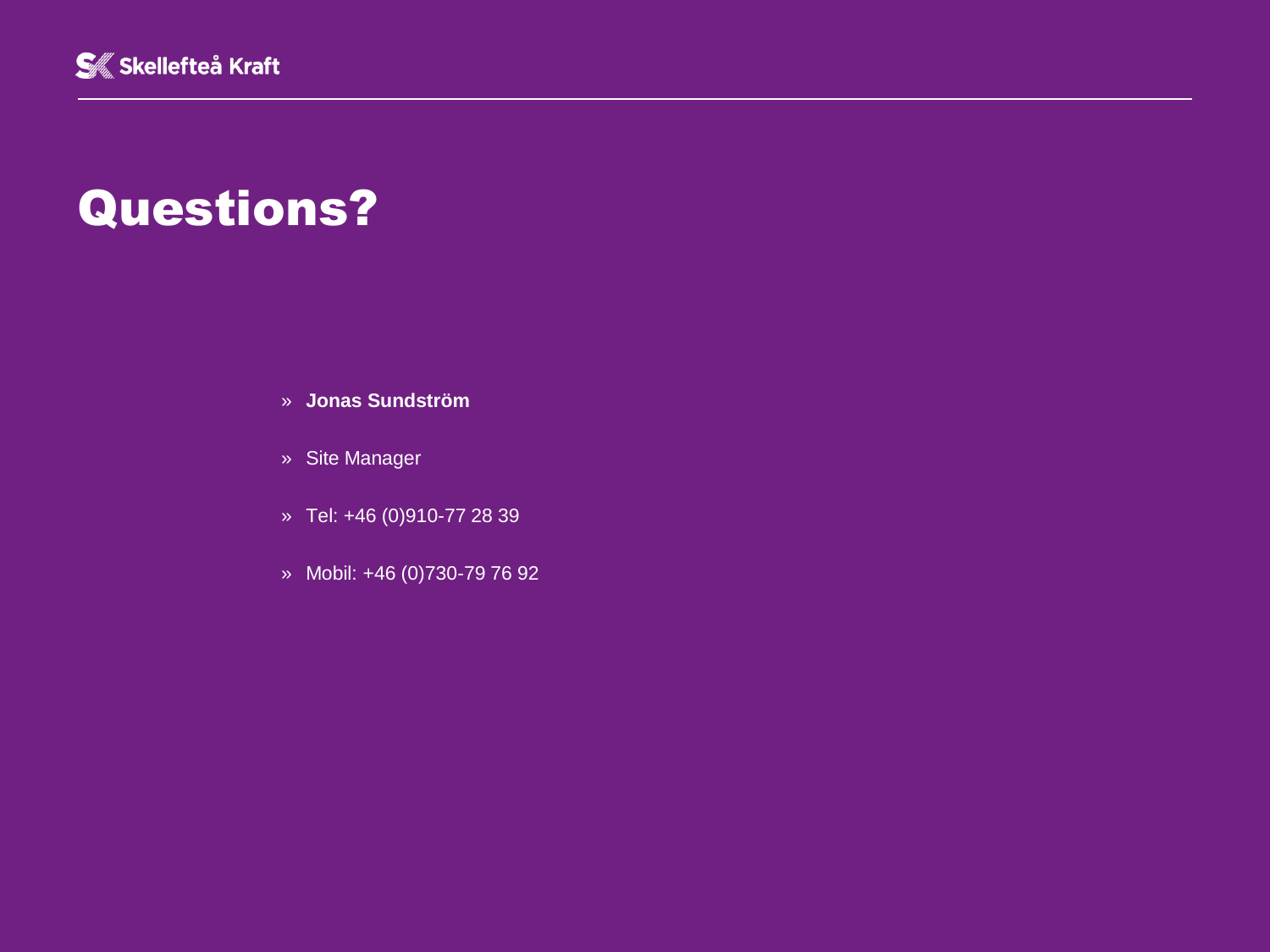# Questions?

- **Jonas Sundström**
- Site Manager
- Tel: +46 (0)910-77 28 39
- Mobil: +46 (0)730-79 76 92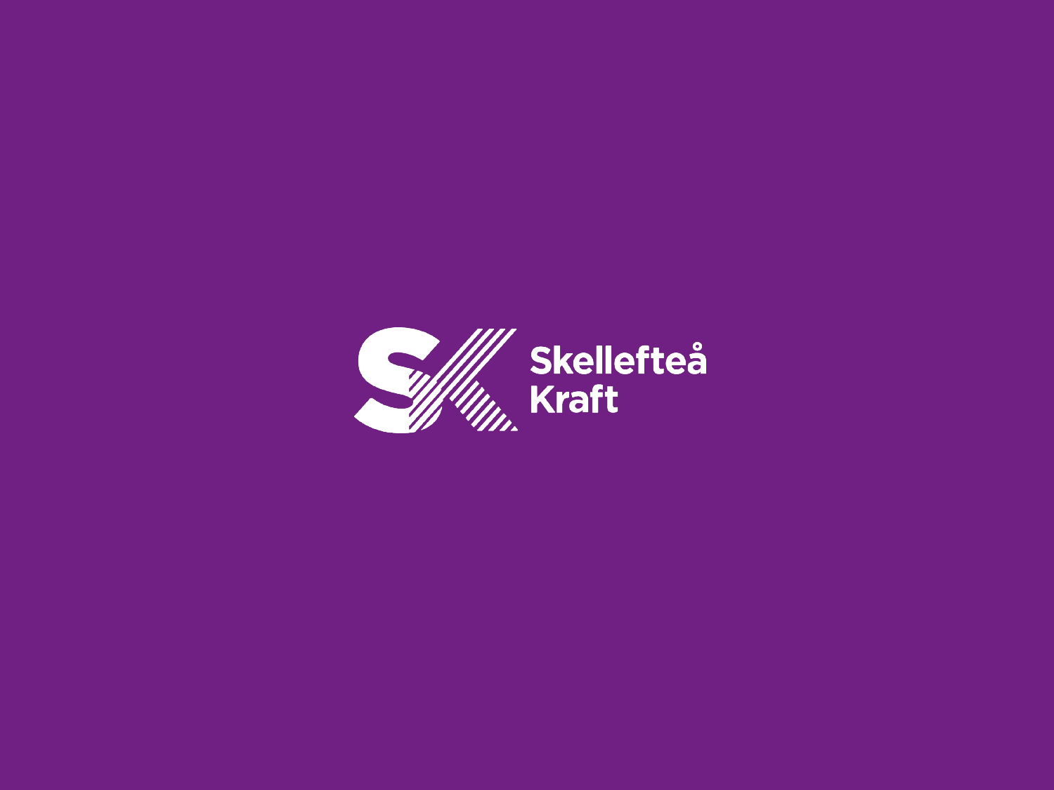Skellefteå Kraft